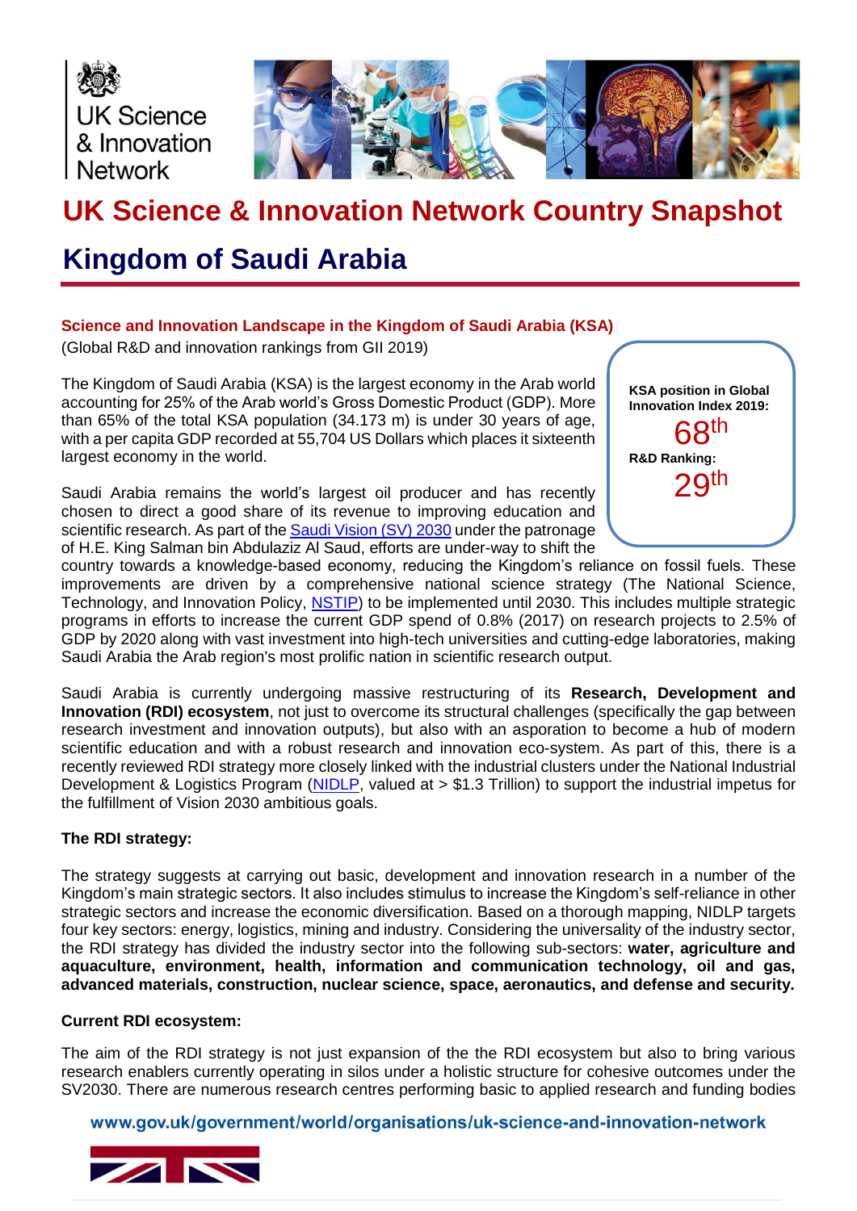UK Science & Innovation Network

# UK Science & Innovation Network Country Snapshot

# Kingdom of Saudi Arabia

## Science and Innovation Landscape in the Kingdom of Saudi Arabia (KSA)

(Global R&D and innovation rankings from GII 2019)

**KSA position in Global Innovation Index 2019:**
68th

**R&D Ranking:**
29th

The Kingdom of Saudi Arabia (KSA) is the largest economy in the Arab world accounting for 25% of the Arab world's Gross Domestic Product (GDP). More than 65% of the total KSA population (34.173 m) is under 30 years of age, with a per capita GDP recorded at 55,704 US Dollars which places it sixteenth largest economy in the world.

Saudi Arabia remains the world's largest oil producer and has recently chosen to direct a good share of its revenue to improving education and scientific research. As part of the Saudi Vision (SV) 2030 under the patronage of H.E. King Salman bin Abdulaziz Al Saud, efforts are under-way to shift the country towards a knowledge-based economy, reducing the Kingdom's reliance on fossil fuels. These improvements are driven by a comprehensive national science strategy (The National Science, Technology, and Innovation Policy, NSTIP) to be implemented until 2030. This includes multiple strategic programs in efforts to increase the current GDP spend of 0.8% (2017) on research projects to 2.5% of GDP by 2020 along with vast investment into high-tech universities and cutting-edge laboratories, making Saudi Arabia the Arab region's most prolific nation in scientific research output.

Saudi Arabia is currently undergoing massive restructuring of its **Research, Development and Innovation (RDI) ecosystem**, not just to overcome its structural challenges (specifically the gap between research investment and innovation outputs), but also with an asporation to become a hub of modern scientific education and with a robust research and innovation eco-system. As part of this, there is a recently reviewed RDI strategy more closely linked with the industrial clusters under the National Industrial Development & Logistics Program (NIDLP, valued at > $1.3 Trillion) to support the industrial impetus for the fulfillment of Vision 2030 ambitious goals.

**The RDI strategy:**

The strategy suggests at carrying out basic, development and innovation research in a number of the Kingdom's main strategic sectors. It also includes stimulus to increase the Kingdom's self-reliance in other strategic sectors and increase the economic diversification. Based on a thorough mapping, NIDLP targets four key sectors: energy, logistics, mining and industry. Considering the universality of the industry sector, the RDI strategy has divided the industry sector into the following sub-sectors: **water, agriculture and aquaculture, environment, health, information and communication technology, oil and gas, advanced materials, construction, nuclear science, space, aeronautics, and defense and security.**

**Current RDI ecosystem:**

The aim of the RDI strategy is not just expansion of the the RDI ecosystem but also to bring various research enablers currently operating in silos under a holistic structure for cohesive outcomes under the SV2030. There are numerous research centres performing basic to applied research and funding bodies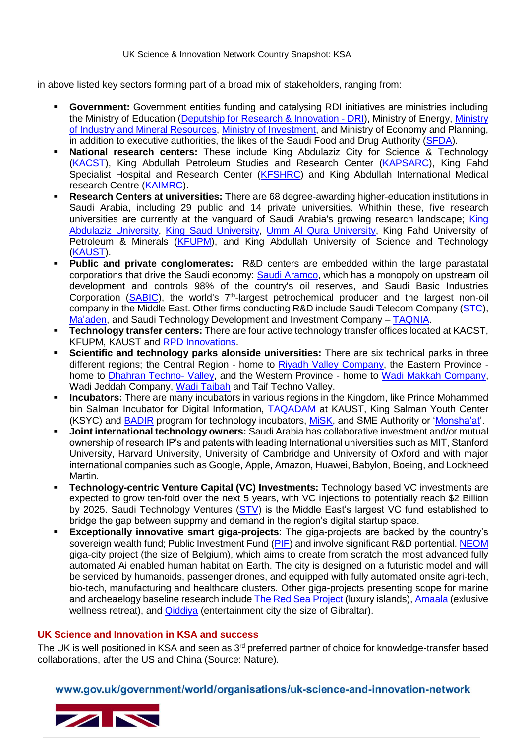in above listed key sectors forming part of a broad mix of stakeholders, ranging from:

- **Government:** Government entities funding and catalysing RDI initiatives are ministries including the Ministry of Education (Deputship for Research & Innovation - DRI), Ministry of Energy, Ministry of Industry and Mineral Resources, Ministry of Investment, and Ministry of Economy and Planning, in addition to executive authorities, the likes of the Saudi Food and Drug Authority (SFDA).
- **National research centers:** These include King Abdulaziz City for Science & Technology (KACST), King Abdullah Petroleum Studies and Research Center (KAPSARC), King Fahd Specialist Hospital and Research Center (KFSHRC) and King Abdullah International Medical research Centre (KAIMRC).
- **Research Centers at universities:** There are 68 degree-awarding higher-education institutions in Saudi Arabia, including 29 public and 14 private universities. Whithin these, five research universities are currently at the vanguard of Saudi Arabia's growing research landscape; King Abdulaziz University, King Saud University, Umm Al Qura University, King Fahd University of Petroleum & Minerals (KFUPM), and King Abdullah University of Science and Technology (KAUST).
- **Public and private conglomerates:** R&D centers are embedded within the large parastatal corporations that drive the Saudi economy: Saudi Aramco, which has a monopoly on upstream oil development and controls 98% of the country's oil reserves, and Saudi Basic Industries Corporation (SABIC), the world's 7th-largest petrochemical producer and the largest non-oil company in the Middle East. Other firms conducting R&D include Saudi Telecom Company (STC), Ma'aden, and Saudi Technology Development and Investment Company – TAQNIA.
- **Technology transfer centers:** There are four active technology transfer offices located at KACST, KFUPM, KAUST and RPD Innovations.
- **Scientific and technology parks alonside universities:** There are six technical parks in three different regions; the Central Region - home to Riyadh Valley Company, the Eastern Province - home to Dhahran Techno- Valley, and the Western Province - home to Wadi Makkah Company, Wadi Jeddah Company, Wadi Taibah and Taif Techno Valley.
- **Incubators:** There are many incubators in various regions in the Kingdom, like Prince Mohammed bin Salman Incubator for Digital Information, TAQADAM at KAUST, King Salman Youth Center (KSYC) and BADIR program for technology incubators, MiSK, and SME Authority or 'Monsha'at'.
- **Joint international technology owners:** Saudi Arabia has collaborative investment and/or mutual ownership of research IP's and patents with leading International universities such as MIT, Stanford University, Harvard University, University of Cambridge and University of Oxford and with major international companies such as Google, Apple, Amazon, Huawei, Babylon, Boeing, and Lockheed Martin.
- **Technology-centric Venture Capital (VC) Investments:** Technology based VC investments are expected to grow ten-fold over the next 5 years, with VC injections to potentially reach $2 Billion by 2025. Saudi Technology Ventures (STV) is the Middle East's largest VC fund established to bridge the gap between suppmy and demand in the region's digital startup space.
- **Exceptionally innovative smart giga-projects**: The giga-projects are backed by the country's sovereign wealth fund; Public Investment Fund (PIF) and involve significant R&D portential. NEOM giga-city project (the size of Belgium), which aims to create from scratch the most advanced fully automated Ai enabled human habitat on Earth. The city is designed on a futuristic model and will be serviced by humanoids, passenger drones, and equipped with fully automated onsite agri-tech, bio-tech, manufacturing and healthcare clusters. Other giga-projects presenting scope for marine and archeaelogy baseline research include The Red Sea Project (luxury islands), Amaala (exlusive wellness retreat), and Qiddiya (entertainment city the size of Gibraltar).

## UK Science and Innovation in KSA and success

The UK is well positioned in KSA and seen as 3rd preferred partner of choice for knowledge-transfer based collaborations, after the US and China (Source: Nature).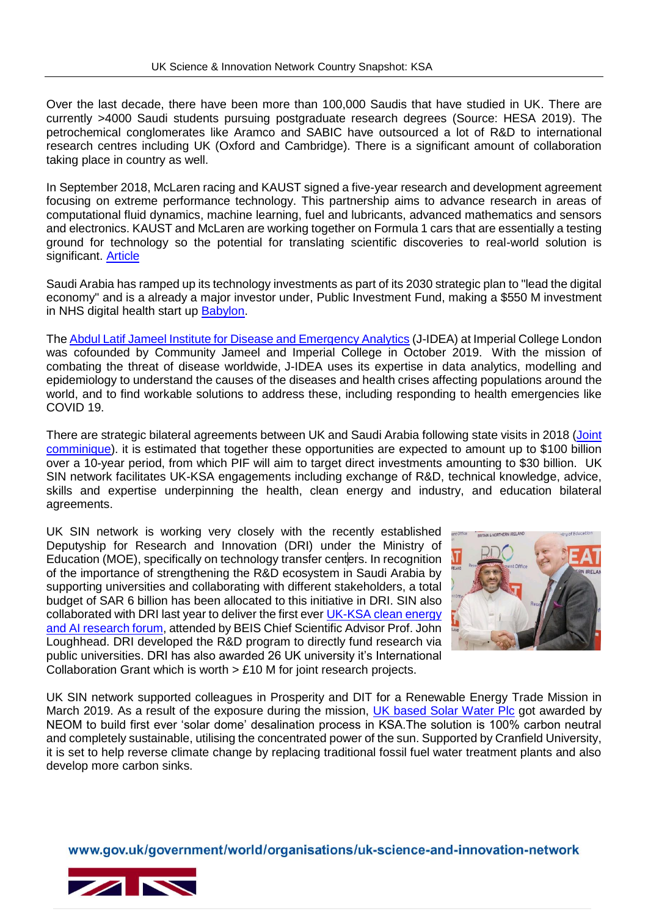Over the last decade, there have been more than 100,000 Saudis that have studied in UK. There are currently >4000 Saudi students pursuing postgraduate research degrees (Source: HESA 2019). The petrochemical conglomerates like Aramco and SABIC have outsourced a lot of R&D to international research centres including UK (Oxford and Cambridge). There is a significant amount of collaboration taking place in country as well.

In September 2018, McLaren racing and KAUST signed a five-year research and development agreement focusing on extreme performance technology. This partnership aims to advance research in areas of computational fluid dynamics, machine learning, fuel and lubricants, advanced mathematics and sensors and electronics. KAUST and McLaren are working together on Formula 1 cars that are essentially a testing ground for technology so the potential for translating scientific discoveries to real-world solution is significant. Article

Saudi Arabia has ramped up its technology investments as part of its 2030 strategic plan to "lead the digital economy" and is a already a major investor under, Public Investment Fund, making a $550 M investment in NHS digital health start up Babylon.

The Abdul Latif Jameel Institute for Disease and Emergency Analytics (J-IDEA) at Imperial College London was cofounded by Community Jameel and Imperial College in October 2019. With the mission of combating the threat of disease worldwide, J-IDEA uses its expertise in data analytics, modelling and epidemiology to understand the causes of the diseases and health crises affecting populations around the world, and to find workable solutions to address these, including responding to health emergencies like COVID 19.

There are strategic bilateral agreements between UK and Saudi Arabia following state visits in 2018 (Joint comminique). it is estimated that together these opportunities are expected to amount up to $100 billion over a 10-year period, from which PIF will aim to target direct investments amounting to $30 billion. UK SIN network facilitates UK-KSA engagements including exchange of R&D, technical knowledge, advice, skills and expertise underpinning the health, clean energy and industry, and education bilateral agreements.

UK SIN network is working very closely with the recently established Deputyship for Research and Innovation (DRI) under the Ministry of Education (MOE), specifically on technology transfer centers. In recognition of the importance of strengthening the R&D ecosystem in Saudi Arabia by supporting universities and collaborating with different stakeholders, a total budget of SAR 6 billion has been allocated to this initiative in DRI. SIN also collaborated with DRI last year to deliver the first ever UK-KSA clean energy and AI research forum, attended by BEIS Chief Scientific Advisor Prof. John Loughhead. DRI developed the R&D program to directly fund research via public universities. DRI has also awarded 26 UK university it's International Collaboration Grant which is worth > £10 M for joint research projects.

UK SIN network supported colleagues in Prosperity and DIT for a Renewable Energy Trade Mission in March 2019. As a result of the exposure during the mission, UK based Solar Water Plc got awarded by NEOM to build first ever 'solar dome' desalination process in KSA.The solution is 100% carbon neutral and completely sustainable, utilising the concentrated power of the sun. Supported by Cranfield University, it is set to help reverse climate change by replacing traditional fossil fuel water treatment plants and also develop more carbon sinks.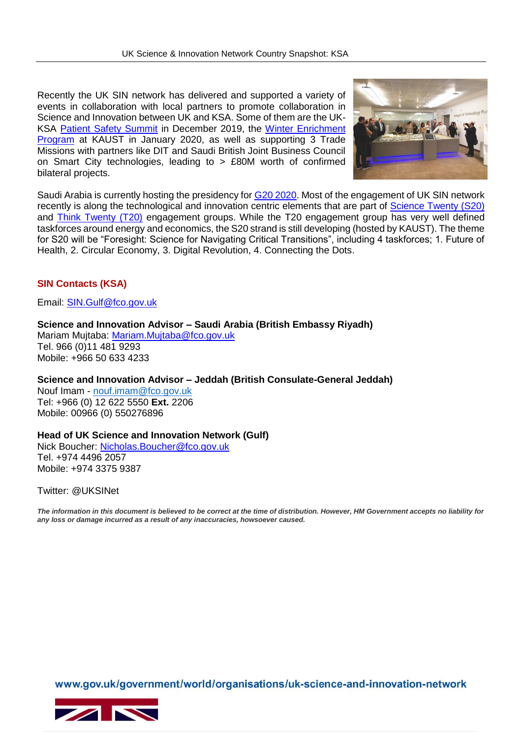Recently the UK SIN network has delivered and supported a variety of events in collaboration with local partners to promote collaboration in Science and Innovation between UK and KSA. Some of them are the UK-KSA Patient Safety Summit in December 2019, the Winter Enrichment Program at KAUST in January 2020, as well as supporting 3 Trade Missions with partners like DIT and Saudi British Joint Business Council on Smart City technologies, leading to > £80M worth of confirmed bilateral projects.

Saudi Arabia is currently hosting the presidency for G20 2020. Most of the engagement of UK SIN network recently is along the technological and innovation centric elements that are part of Science Twenty (S20) and Think Twenty (T20) engagement groups. While the T20 engagement group has very well defined taskforces around energy and economics, the S20 strand is still developing (hosted by KAUST). The theme for S20 will be "Foresight: Science for Navigating Critical Transitions", including 4 taskforces; 1. Future of Health, 2. Circular Economy, 3. Digital Revolution, 4. Connecting the Dots.

## SIN Contacts (KSA)

Email: SIN.Gulf@fco.gov.uk

**Science and Innovation Advisor – Saudi Arabia (British Embassy Riyadh)**
Mariam Mujtaba: Mariam.Mujtaba@fco.gov.uk
Tel. 966 (0)11 481 9293
Mobile: +966 50 633 4233

**Science and Innovation Advisor – Jeddah (British Consulate-General Jeddah)**
Nouf Imam - nouf.imam@fco.gov.uk
Tel: +966 (0) 12 622 5550 **Ext.** 2206
Mobile: 00966 (0) 550276896

**Head of UK Science and Innovation Network (Gulf)**
Nick Boucher: Nicholas.Boucher@fco.gov.uk
Tel. +974 4496 2057
Mobile: +974 3375 9387

Twitter: @UKSINet

***The information in this document is believed to be correct at the time of distribution. However, HM Government accepts no liability for any loss or damage incurred as a result of any inaccuracies, howsoever caused.***

www.gov.uk/government/world/organisations/uk-science-and-innovation-network